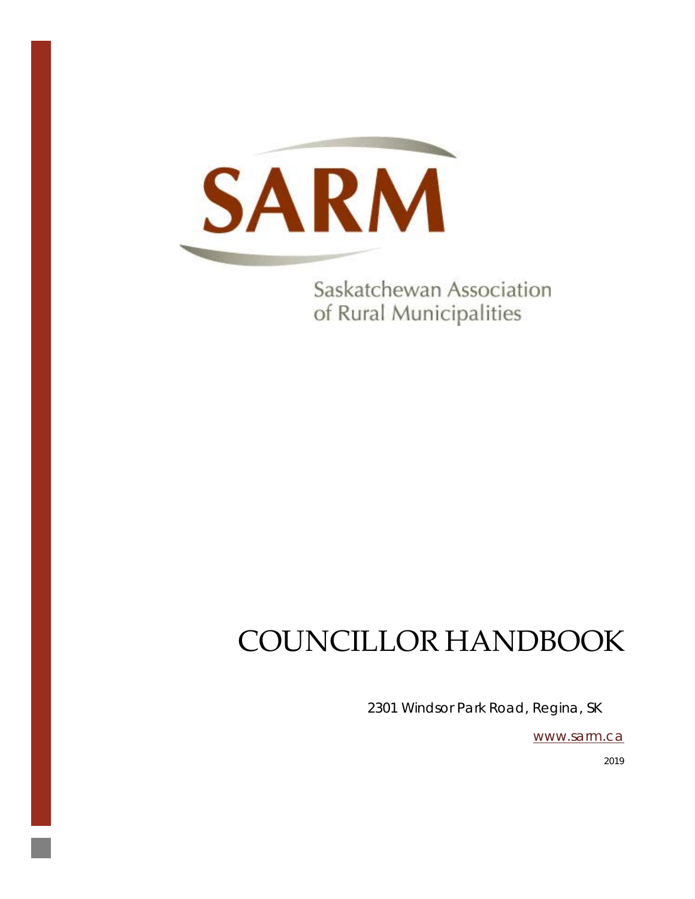SARM

Saskatchewan Association of Rural Municipalities

# COUNCILLOR HANDBOOK

2301 Windsor Park Road, Regina, SK

www.sarm.ca

2019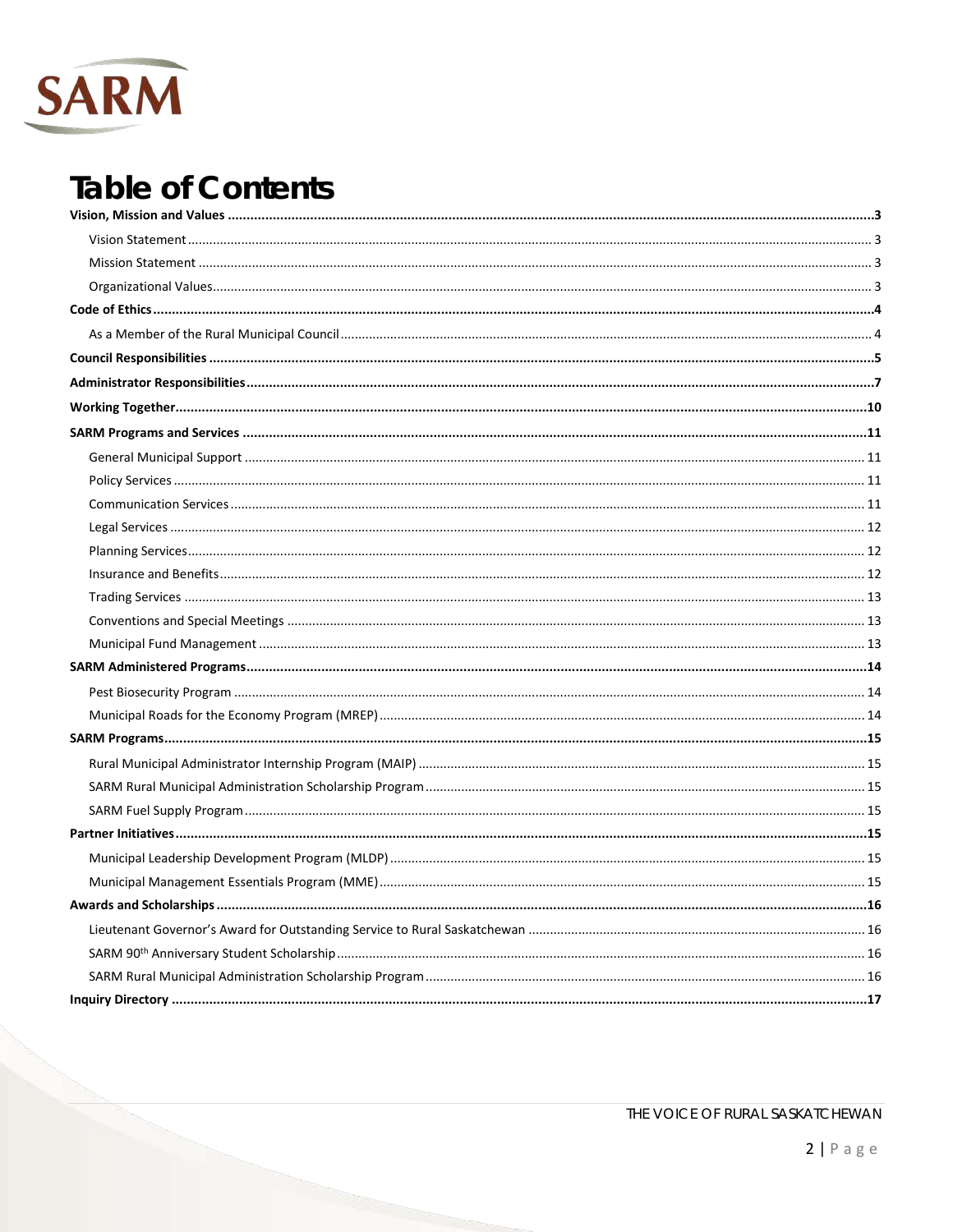# Table of Contents

**Vision, Mission and Values** ..... **3**

- Vision Statement ..... 3
- Mission Statement ..... 3
- Organizational Values ..... 3

**Code of Ethics** ..... **4**

- As a Member of the Rural Municipal Council ..... 4

**Council Responsibilities** ..... **5**

**Administrator Responsibilities** ..... **7**

**Working Together** ..... **10**

**SARM Programs and Services** ..... **11**

- General Municipal Support ..... 11
- Policy Services ..... 11
- Communication Services ..... 11
- Legal Services ..... 12
- Planning Services ..... 12
- Insurance and Benefits ..... 12
- Trading Services ..... 13
- Conventions and Special Meetings ..... 13
- Municipal Fund Management ..... 13

**SARM Administered Programs** ..... **14**

- Pest Biosecurity Program ..... 14
- Municipal Roads for the Economy Program (MREP) ..... 14

**SARM Programs** ..... **15**

- Rural Municipal Administrator Internship Program (MAIP) ..... 15
- SARM Rural Municipal Administration Scholarship Program ..... 15
- SARM Fuel Supply Program ..... 15

**Partner Initiatives** ..... **15**

- Municipal Leadership Development Program (MLDP) ..... 15
- Municipal Management Essentials Program (MME) ..... 15

**Awards and Scholarships** ..... **16**

- Lieutenant Governor's Award for Outstanding Service to Rural Saskatchewan ..... 16
- SARM 90th Anniversary Student Scholarship ..... 16
- SARM Rural Municipal Administration Scholarship Program ..... 16

**Inquiry Directory** ..... **17**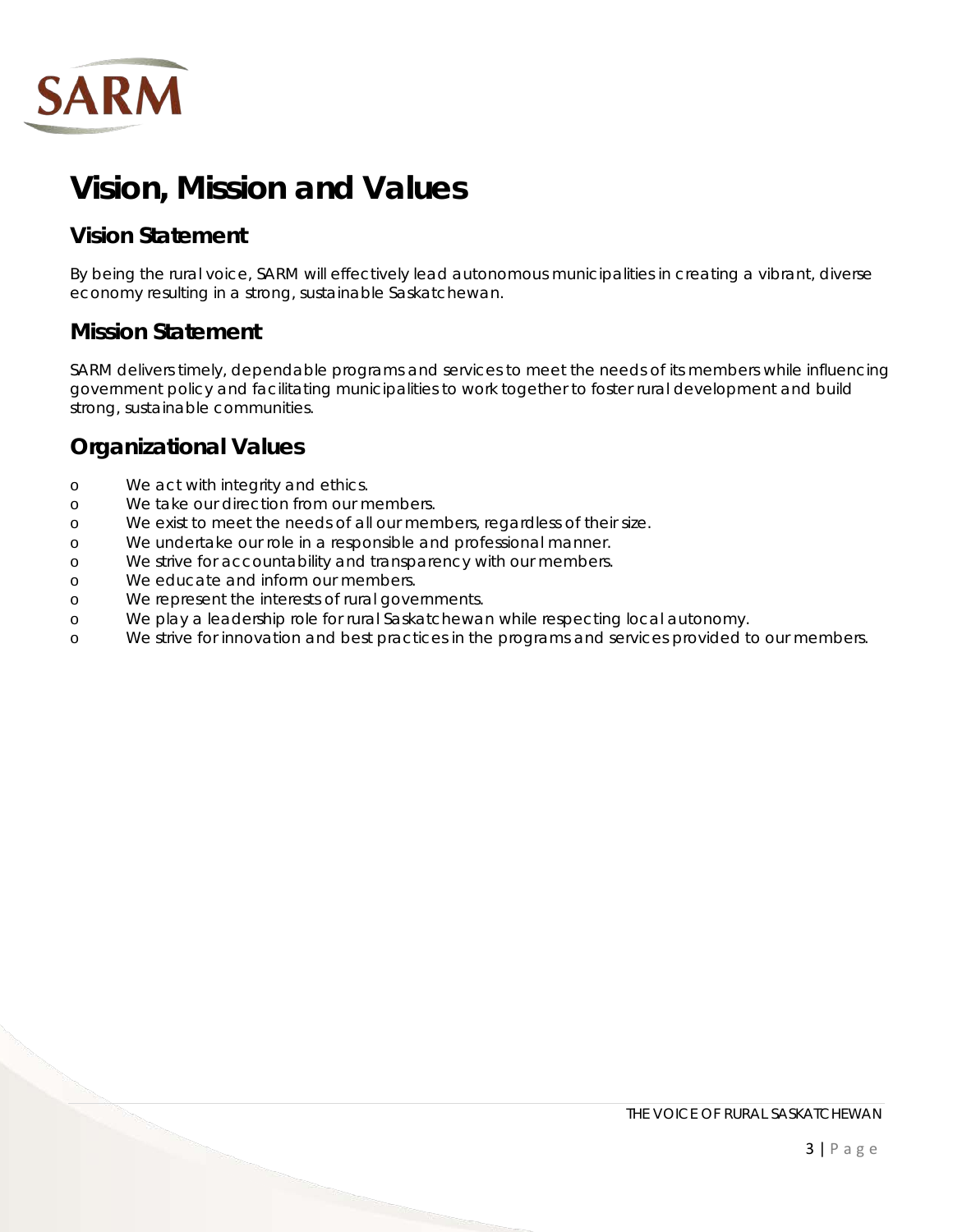# Vision, Mission and Values

## Vision Statement

By being the rural voice, SARM will effectively lead autonomous municipalities in creating a vibrant, diverse economy resulting in a strong, sustainable Saskatchewan.

## Mission Statement

SARM delivers timely, dependable programs and services to meet the needs of its members while influencing government policy and facilitating municipalities to work together to foster rural development and build strong, sustainable communities.

## Organizational Values

- We act with integrity and ethics.
- We take our direction from our members.
- We exist to meet the needs of all our members, regardless of their size.
- We undertake our role in a responsible and professional manner.
- We strive for accountability and transparency with our members.
- We educate and inform our members.
- We represent the interests of rural governments.
- We play a leadership role for rural Saskatchewan while respecting local autonomy.
- We strive for innovation and best practices in the programs and services provided to our members.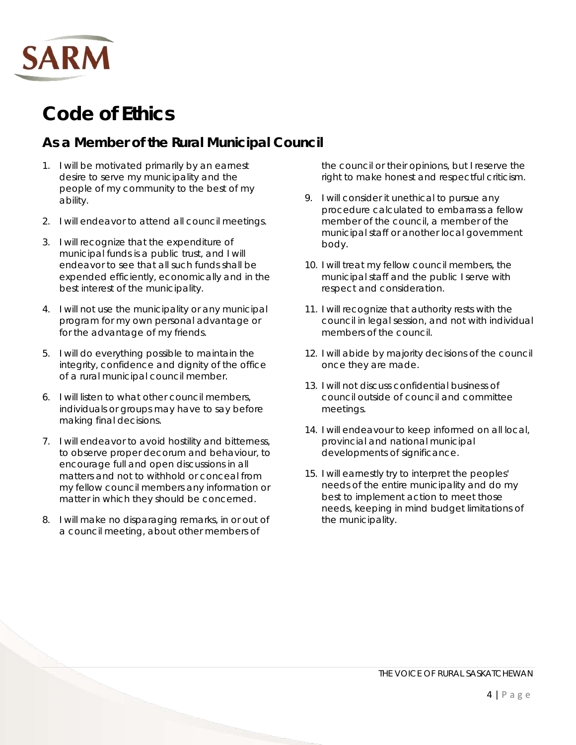# Code of Ethics

## As a Member of the Rural Municipal Council

1. I will be motivated primarily by an earnest desire to serve my municipality and the people of my community to the best of my ability.
2. I will endeavor to attend all council meetings.
3. I will recognize that the expenditure of municipal funds is a public trust, and I will endeavor to see that all such funds shall be expended efficiently, economically and in the best interest of the municipality.
4. I will not use the municipality or any municipal program for my own personal advantage or for the advantage of my friends.
5. I will do everything possible to maintain the integrity, confidence and dignity of the office of a rural municipal council member.
6. I will listen to what other council members, individuals or groups may have to say before making final decisions.
7. I will endeavor to avoid hostility and bitterness, to observe proper decorum and behaviour, to encourage full and open discussions in all matters and not to withhold or conceal from my fellow council members any information or matter in which they should be concerned.
8. I will make no disparaging remarks, in or out of a council meeting, about other members of the council or their opinions, but I reserve the right to make honest and respectful criticism.
9. I will consider it unethical to pursue any procedure calculated to embarrass a fellow member of the council, a member of the municipal staff or another local government body.
10. I will treat my fellow council members, the municipal staff and the public I serve with respect and consideration.
11. I will recognize that authority rests with the council in legal session, and not with individual members of the council.
12. I will abide by majority decisions of the council once they are made.
13. I will not discuss confidential business of council outside of council and committee meetings.
14. I will endeavour to keep informed on all local, provincial and national municipal developments of significance.
15. I will earnestly try to interpret the peoples' needs of the entire municipality and do my best to implement action to meet those needs, keeping in mind budget limitations of the municipality.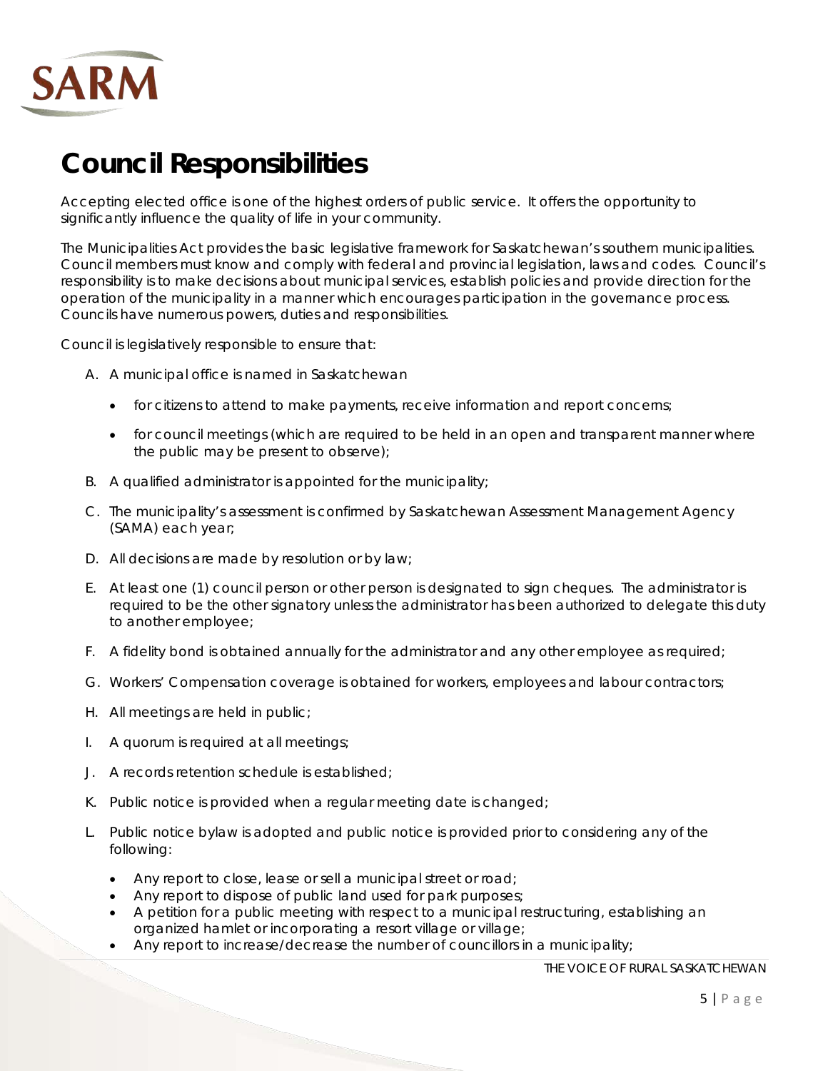# Council Responsibilities

Accepting elected office is one of the highest orders of public service. It offers the opportunity to significantly influence the quality of life in your community.

The Municipalities Act provides the basic legislative framework for Saskatchewan's southern municipalities. Council members must know and comply with federal and provincial legislation, laws and codes. Council's responsibility is to make decisions about municipal services, establish policies and provide direction for the operation of the municipality in a manner which encourages participation in the governance process. Councils have numerous powers, duties and responsibilities.

Council is legislatively responsible to ensure that:

A. A municipal office is named in Saskatchewan
   - for citizens to attend to make payments, receive information and report concerns;
   - for council meetings (which are required to be held in an open and transparent manner where the public may be present to observe);

B. A qualified administrator is appointed for the municipality;

C. The municipality's assessment is confirmed by Saskatchewan Assessment Management Agency (SAMA) each year;

D. All decisions are made by resolution or by law;

E. At least one (1) council person or other person is designated to sign cheques. The administrator is required to be the other signatory unless the administrator has been authorized to delegate this duty to another employee;

F. A fidelity bond is obtained annually for the administrator and any other employee as required;

G. Workers' Compensation coverage is obtained for workers, employees and labour contractors;

H. All meetings are held in public;

I. A quorum is required at all meetings;

J. A records retention schedule is established;

K. Public notice is provided when a regular meeting date is changed;

L. Public notice bylaw is adopted and public notice is provided prior to considering any of the following:
   - Any report to close, lease or sell a municipal street or road;
   - Any report to dispose of public land used for park purposes;
   - A petition for a public meeting with respect to a municipal restructuring, establishing an organized hamlet or incorporating a resort village or village;
   - Any report to increase/decrease the number of councillors in a municipality;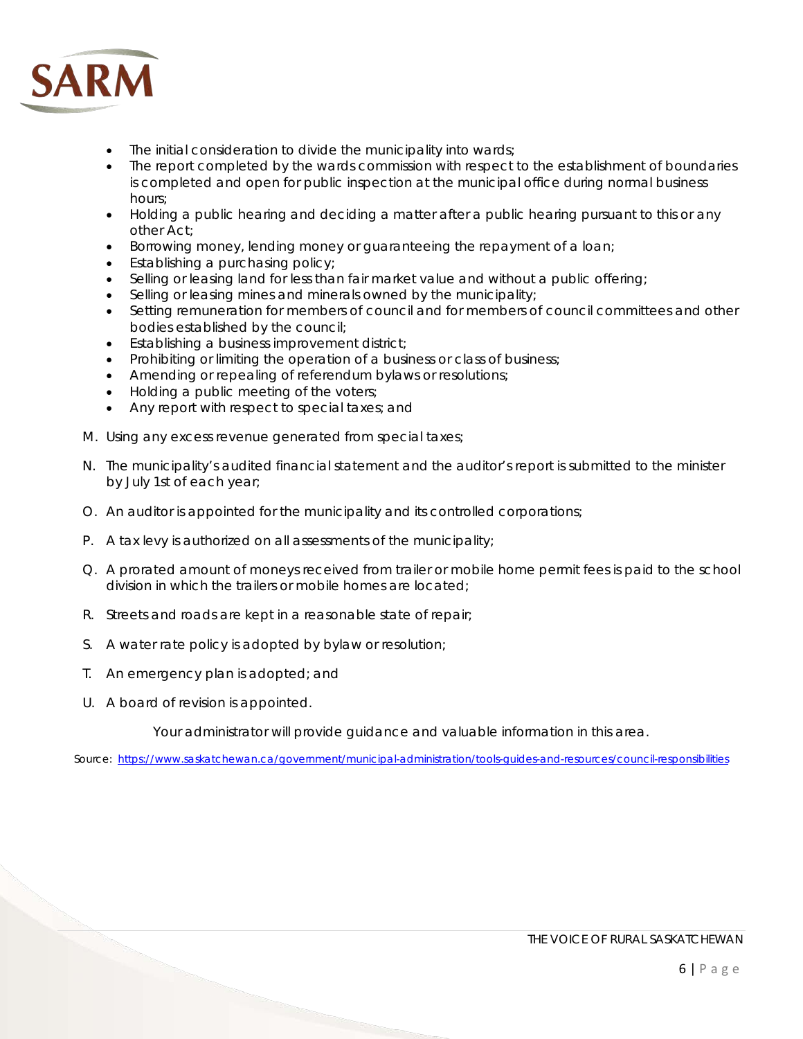- The initial consideration to divide the municipality into wards;
- The report completed by the wards commission with respect to the establishment of boundaries is completed and open for public inspection at the municipal office during normal business hours;
- Holding a public hearing and deciding a matter after a public hearing pursuant to this or any other Act;
- Borrowing money, lending money or guaranteeing the repayment of a loan;
- Establishing a purchasing policy;
- Selling or leasing land for less than fair market value and without a public offering;
- Selling or leasing mines and minerals owned by the municipality;
- Setting remuneration for members of council and for members of council committees and other bodies established by the council;
- Establishing a business improvement district;
- Prohibiting or limiting the operation of a business or class of business;
- Amending or repealing of referendum bylaws or resolutions;
- Holding a public meeting of the voters;
- Any report with respect to special taxes; and

M. Using any excess revenue generated from special taxes;

N. The municipality's audited financial statement and the auditor's report is submitted to the minister by July 1st of each year;

O. An auditor is appointed for the municipality and its controlled corporations;

P. A tax levy is authorized on all assessments of the municipality;

Q. A prorated amount of moneys received from trailer or mobile home permit fees is paid to the school division in which the trailers or mobile homes are located;

R. Streets and roads are kept in a reasonable state of repair;

S. A water rate policy is adopted by bylaw or resolution;

T. An emergency plan is adopted; and

U. A board of revision is appointed.

*Your administrator will provide guidance and valuable information in this area.*

Source: [https://www.saskatchewan.ca/government/municipal-administration/tools-guides-and-resources/council-responsibilities](https://www.saskatchewan.ca/government/municipal-administration/tools-guides-and-resources/council-responsibilities)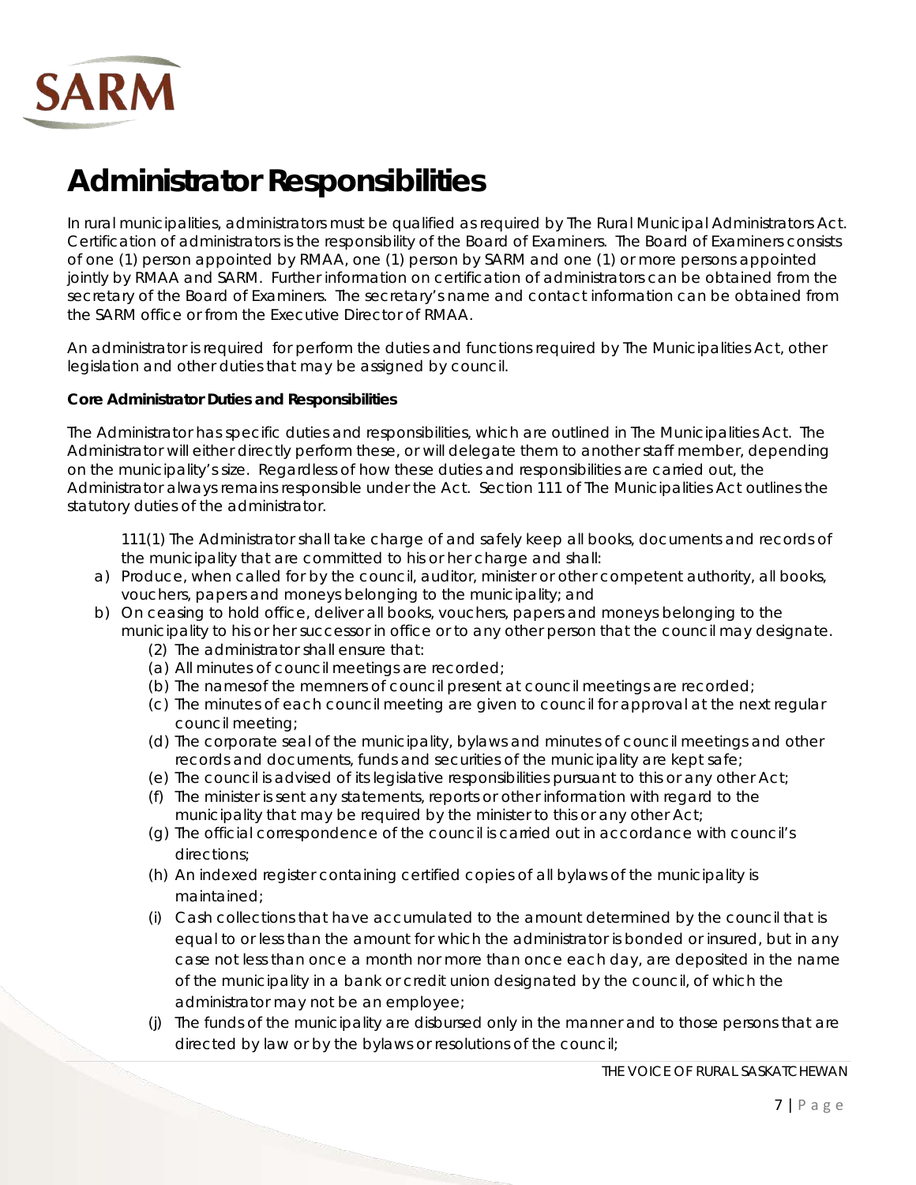# Administrator Responsibilities

In rural municipalities, administrators must be qualified as required by The Rural Municipal Administrators Act. Certification of administrators is the responsibility of the Board of Examiners. The Board of Examiners consists of one (1) person appointed by RMAA, one (1) person by SARM and one (1) or more persons appointed jointly by RMAA and SARM. Further information on certification of administrators can be obtained from the secretary of the Board of Examiners. The secretary's name and contact information can be obtained from the SARM office or from the Executive Director of RMAA.

An administrator is required for perform the duties and functions required by The Municipalities Act, other legislation and other duties that may be assigned by council.

**Core Administrator Duties and Responsibilities**

The Administrator has specific duties and responsibilities, which are outlined in The Municipalities Act. The Administrator will either directly perform these, or will delegate them to another staff member, depending on the municipality's size. Regardless of how these duties and responsibilities are carried out, the Administrator always remains responsible under the Act. Section 111 of The Municipalities Act outlines the statutory duties of the administrator.

111(1) The Administrator shall take charge of and safely keep all books, documents and records of the municipality that are committed to his or her charge and shall:

a) Produce, when called for by the council, auditor, minister or other competent authority, all books, vouchers, papers and moneys belonging to the municipality; and
b) On ceasing to hold office, deliver all books, vouchers, papers and moneys belonging to the municipality to his or her successor in office or to any other person that the council may designate.

(2) The administrator shall ensure that:

(a) All minutes of council meetings are recorded;
(b) The namesof the memners of council present at council meetings are recorded;
(c) The minutes of each council meeting are given to council for approval at the next regular council meeting;
(d) The corporate seal of the municipality, bylaws and minutes of council meetings and other records and documents, funds and securities of the municipality are kept safe;
(e) The council is advised of its legislative responsibilities pursuant to this or any other Act;
(f) The minister is sent any statements, reports or other information with regard to the municipality that may be required by the minister to this or any other Act;
(g) The official correspondence of the council is carried out in accordance with council's directions;
(h) An indexed register containing certified copies of all bylaws of the municipality is maintained;
(i) Cash collections that have accumulated to the amount determined by the council that is equal to or less than the amount for which the administrator is bonded or insured, but in any case not less than once a month nor more than once each day, are deposited in the name of the municipality in a bank or credit union designated by the council, of which the administrator may not be an employee;
(j) The funds of the municipality are disbursed only in the manner and to those persons that are directed by law or by the bylaws or resolutions of the council;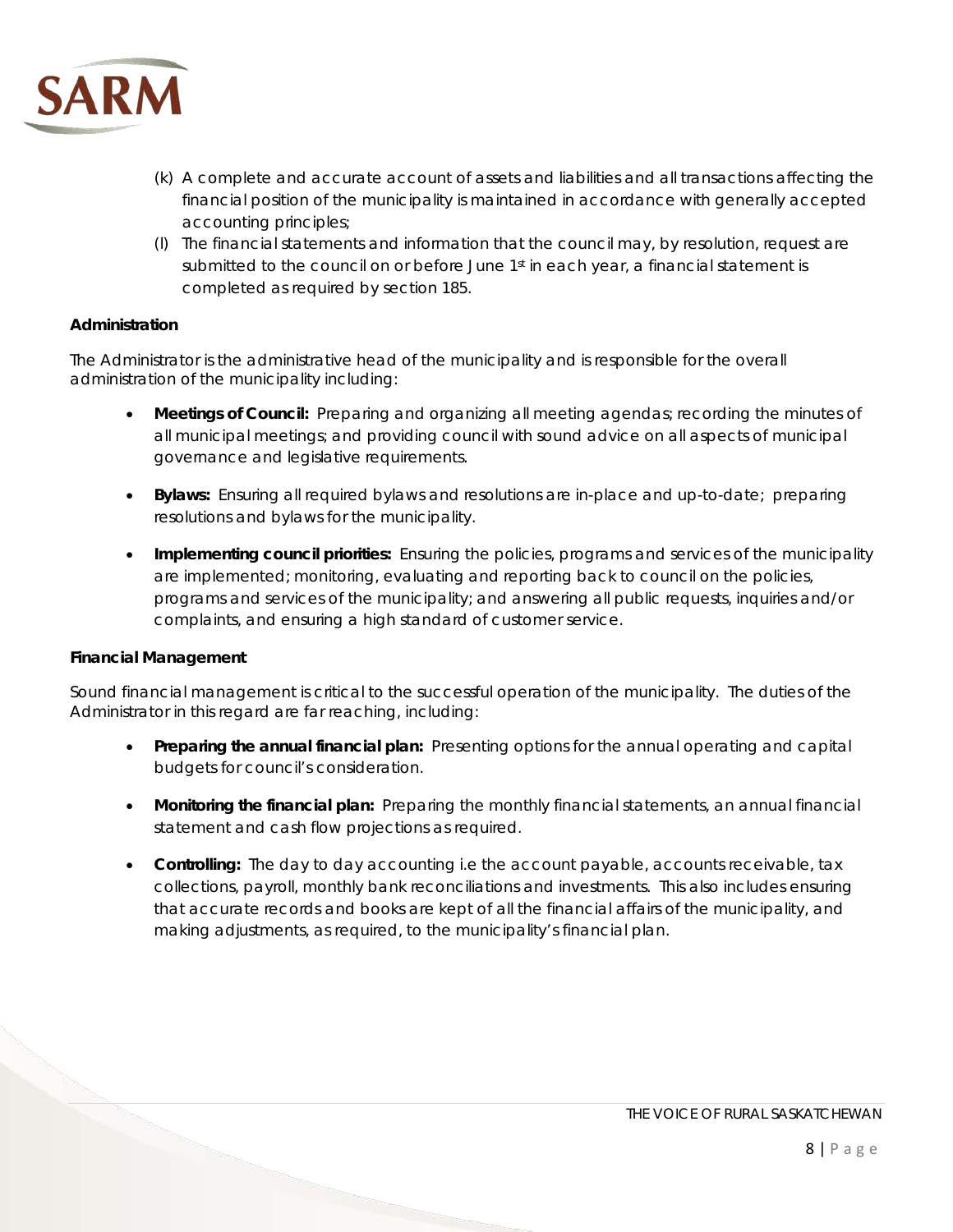(k) A complete and accurate account of assets and liabilities and all transactions affecting the financial position of the municipality is maintained in accordance with generally accepted accounting principles;

(l) The financial statements and information that the council may, by resolution, request are submitted to the council on or before June 1st in each year, a financial statement is completed as required by section 185.

**Administration**

The Administrator is the administrative head of the municipality and is responsible for the overall administration of the municipality including:

- **Meetings of Council:** Preparing and organizing all meeting agendas; recording the minutes of all municipal meetings; and providing council with sound advice on all aspects of municipal governance and legislative requirements.

- **Bylaws:** Ensuring all required bylaws and resolutions are in-place and up-to-date; preparing resolutions and bylaws for the municipality.

- **Implementing council priorities:** Ensuring the policies, programs and services of the municipality are implemented; monitoring, evaluating and reporting back to council on the policies, programs and services of the municipality; and answering all public requests, inquiries and/or complaints, and ensuring a high standard of customer service.

**Financial Management**

Sound financial management is critical to the successful operation of the municipality. The duties of the Administrator in this regard are far reaching, including:

- **Preparing the annual financial plan:** Presenting options for the annual operating and capital budgets for council's consideration.

- **Monitoring the financial plan:** Preparing the monthly financial statements, an annual financial statement and cash flow projections as required.

- **Controlling:** The day to day accounting i.e the account payable, accounts receivable, tax collections, payroll, monthly bank reconciliations and investments. This also includes ensuring that accurate records and books are kept of all the financial affairs of the municipality, and making adjustments, as required, to the municipality's financial plan.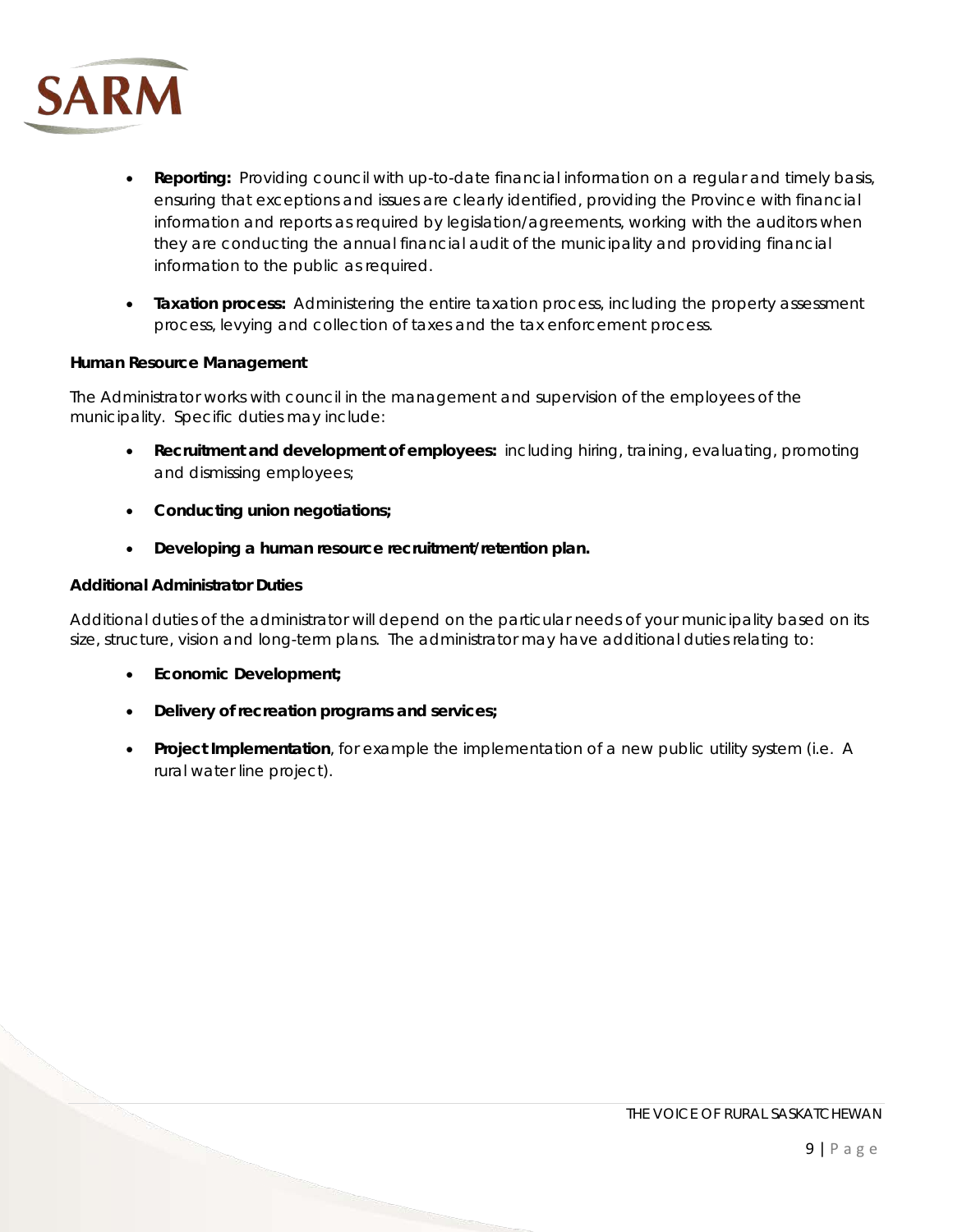- **Reporting:** Providing council with up-to-date financial information on a regular and timely basis, ensuring that exceptions and issues are clearly identified, providing the Province with financial information and reports as required by legislation/agreements, working with the auditors when they are conducting the annual financial audit of the municipality and providing financial information to the public as required.

- **Taxation process:** Administering the entire taxation process, including the property assessment process, levying and collection of taxes and the tax enforcement process.

**Human Resource Management**

The Administrator works with council in the management and supervision of the employees of the municipality. Specific duties may include:

- **Recruitment and development of employees:** including hiring, training, evaluating, promoting and dismissing employees;

- **Conducting union negotiations;**

- **Developing a human resource recruitment/retention plan.**

**Additional Administrator Duties**

Additional duties of the administrator will depend on the particular needs of your municipality based on its size, structure, vision and long-term plans. The administrator may have additional duties relating to:

- **Economic Development;**

- **Delivery of recreation programs and services;**

- **Project Implementation**, for example the implementation of a new public utility system (i.e. A rural water line project).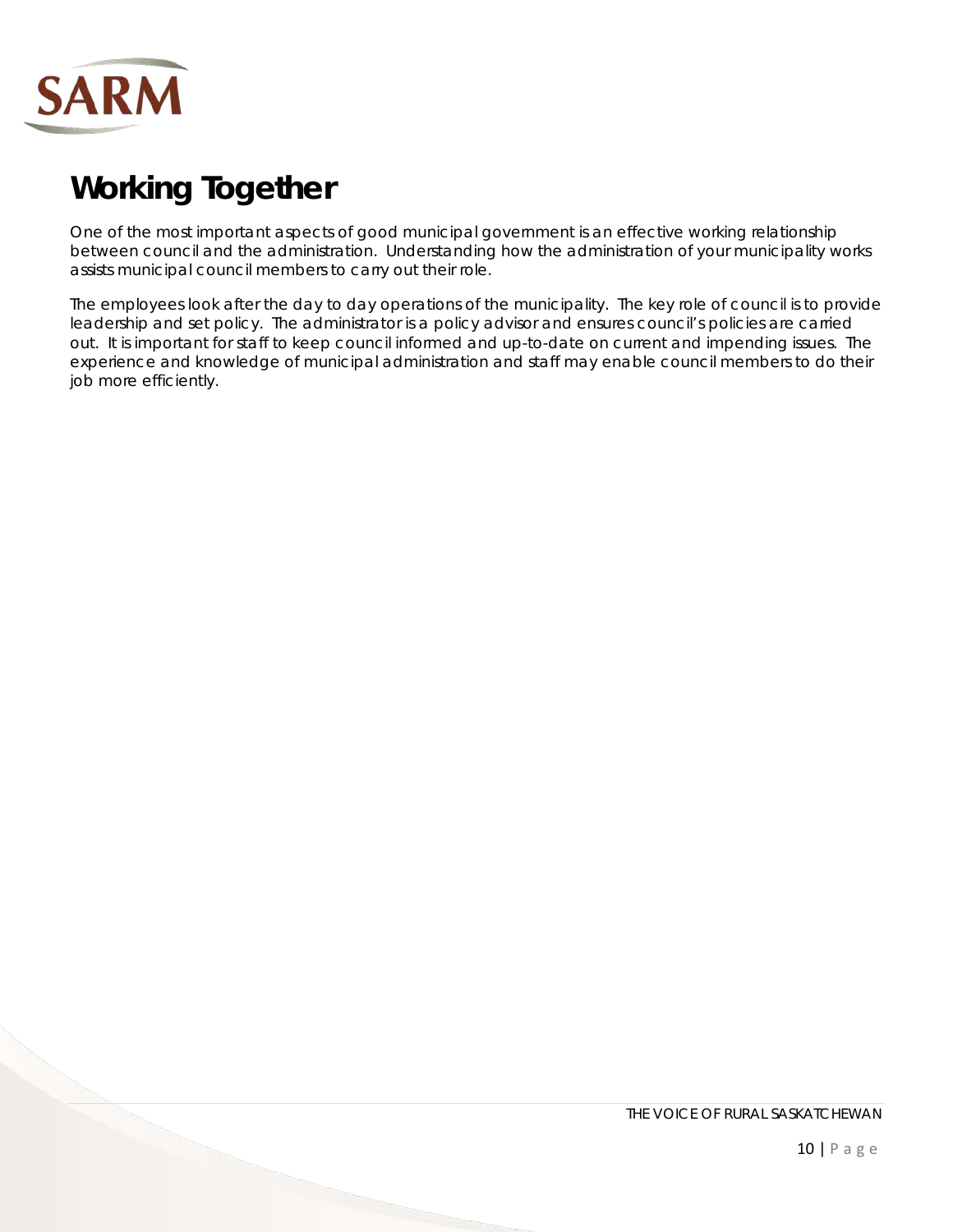# Working Together

One of the most important aspects of good municipal government is an effective working relationship between council and the administration. Understanding how the administration of your municipality works assists municipal council members to carry out their role.

The employees look after the day to day operations of the municipality. The key role of council is to provide leadership and set policy. The administrator is a policy advisor and ensures council's policies are carried out. It is important for staff to keep council informed and up-to-date on current and impending issues. The experience and knowledge of municipal administration and staff may enable council members to do their job more efficiently.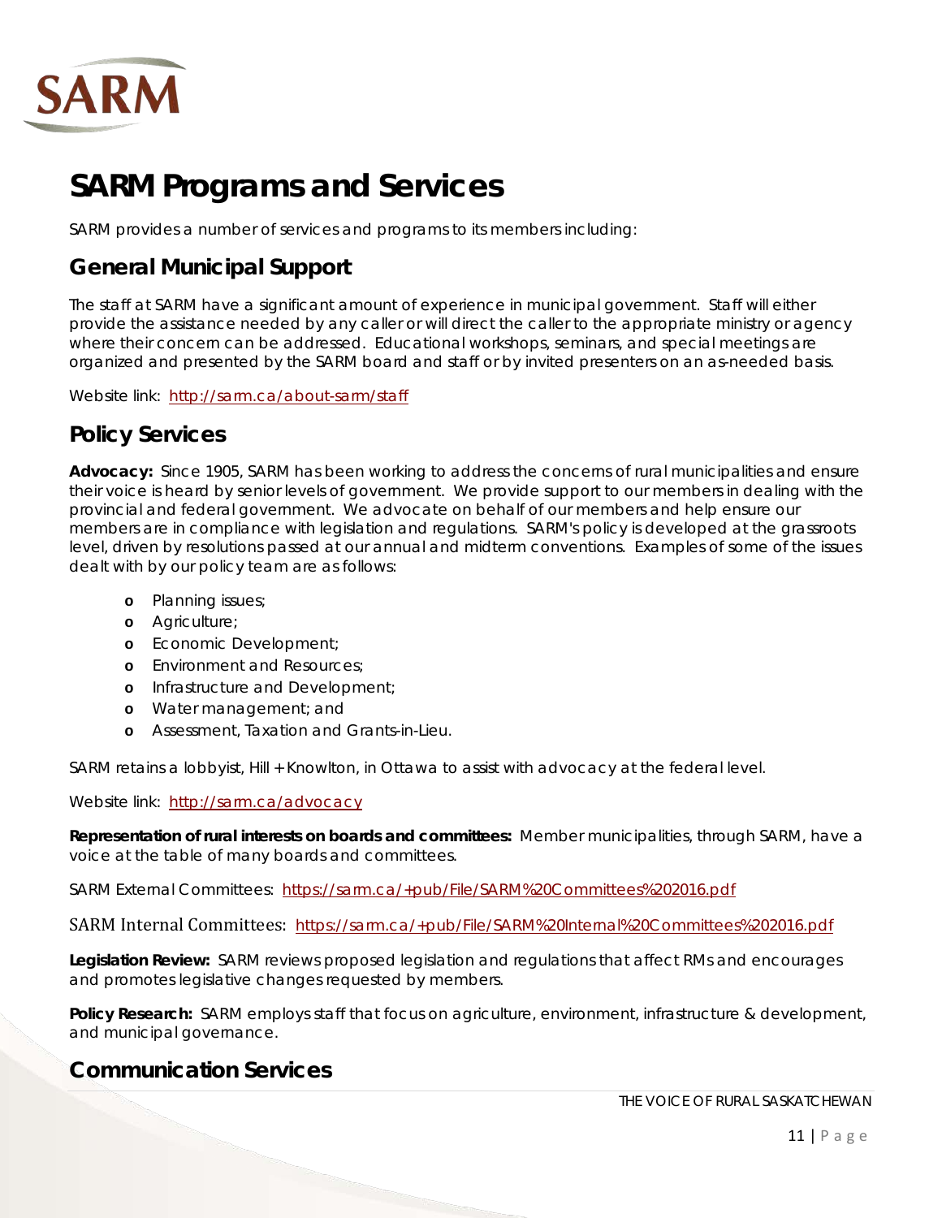# SARM Programs and Services

SARM provides a number of services and programs to its members including:

## General Municipal Support

The staff at SARM have a significant amount of experience in municipal government. Staff will either provide the assistance needed by any caller or will direct the caller to the appropriate ministry or agency where their concern can be addressed. Educational workshops, seminars, and special meetings are organized and presented by the SARM board and staff or by invited presenters on an as-needed basis.

Website link: http://sarm.ca/about-sarm/staff

## Policy Services

**Advocacy:** Since 1905, SARM has been working to address the concerns of rural municipalities and ensure their voice is heard by senior levels of government. We provide support to our members in dealing with the provincial and federal government. We advocate on behalf of our members and help ensure our members are in compliance with legislation and regulations. SARM's policy is developed at the grassroots level, driven by resolutions passed at our annual and midterm conventions. Examples of some of the issues dealt with by our policy team are as follows:

- Planning issues;
- Agriculture;
- Economic Development;
- Environment and Resources;
- Infrastructure and Development;
- Water management; and
- Assessment, Taxation and Grants-in-Lieu.

SARM retains a lobbyist, Hill + Knowlton, in Ottawa to assist with advocacy at the federal level.

Website link: http://sarm.ca/advocacy

**Representation of rural interests on boards and committees:** Member municipalities, through SARM, have a voice at the table of many boards and committees.

SARM External Committees: https://sarm.ca/+pub/File/SARM%20Committees%202016.pdf

SARM Internal Committees: https://sarm.ca/+pub/File/SARM%20Internal%20Committees%202016.pdf

**Legislation Review:** SARM reviews proposed legislation and regulations that affect RMs and encourages and promotes legislative changes requested by members.

**Policy Research:** SARM employs staff that focus on agriculture, environment, infrastructure & development, and municipal governance.

## Communication Services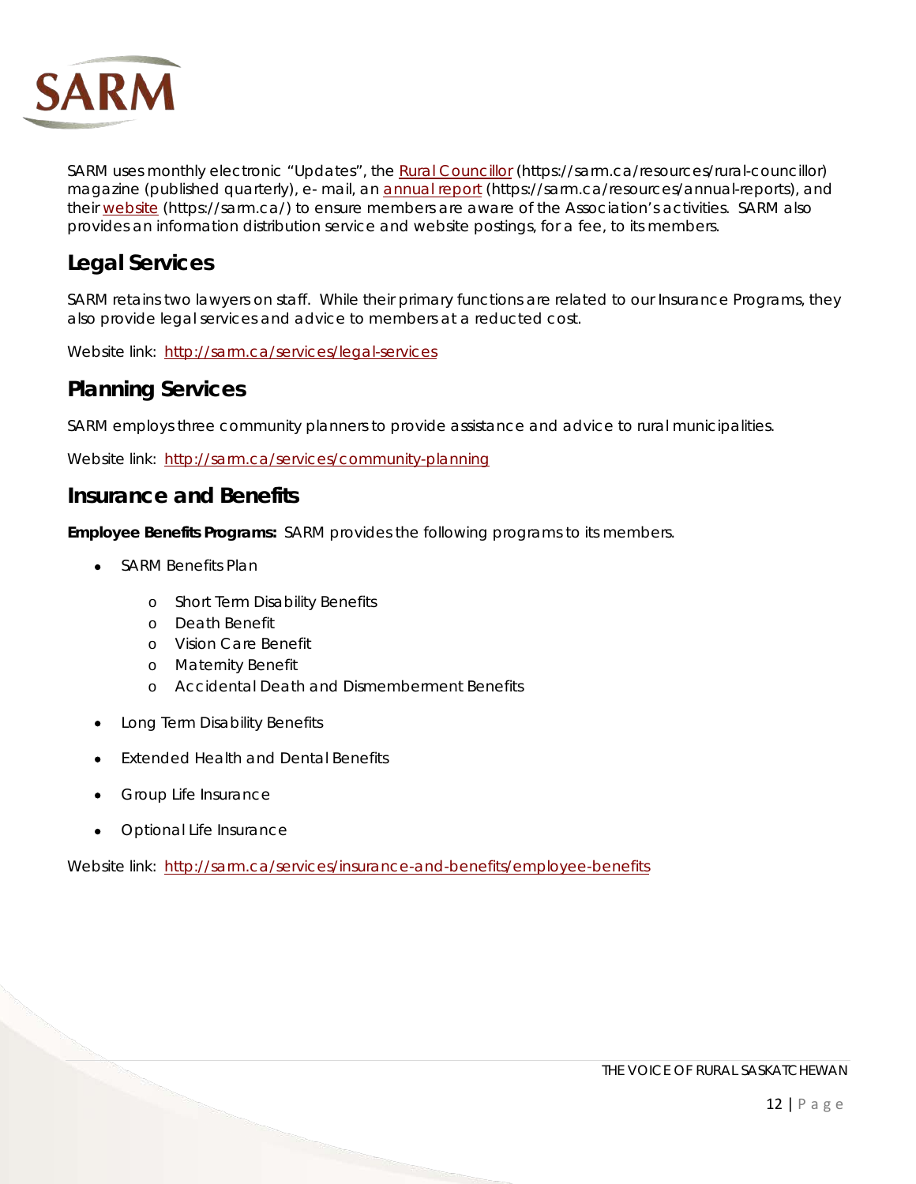SARM uses monthly electronic "Updates", the [Rural Councillor](https://sarm.ca/resources/rural-councillor) (https://sarm.ca/resources/rural-councillor) magazine (published quarterly), e- mail, an [annual report](https://sarm.ca/resources/annual-reports) (https://sarm.ca/resources/annual-reports), and their [website](https://sarm.ca/) (https://sarm.ca/) to ensure members are aware of the Association's activities. SARM also provides an information distribution service and website postings, for a fee, to its members.

## Legal Services

SARM retains two lawyers on staff. While their primary functions are related to our Insurance Programs, they also provide legal services and advice to members at a reducted cost.

Website link: [http://sarm.ca/services/legal-services](http://sarm.ca/services/legal-services)

## Planning Services

SARM employs three community planners to provide assistance and advice to rural municipalities.

Website link: [http://sarm.ca/services/community-planning](http://sarm.ca/services/community-planning)

## Insurance and Benefits

**Employee Benefits Programs:** SARM provides the following programs to its members.

- SARM Benefits Plan
  - Short Term Disability Benefits
  - Death Benefit
  - Vision Care Benefit
  - Maternity Benefit
  - Accidental Death and Dismemberment Benefits
- Long Term Disability Benefits
- Extended Health and Dental Benefits
- Group Life Insurance
- Optional Life Insurance

Website link: [http://sarm.ca/services/insurance-and-benefits/employee-benefits](http://sarm.ca/services/insurance-and-benefits/employee-benefits)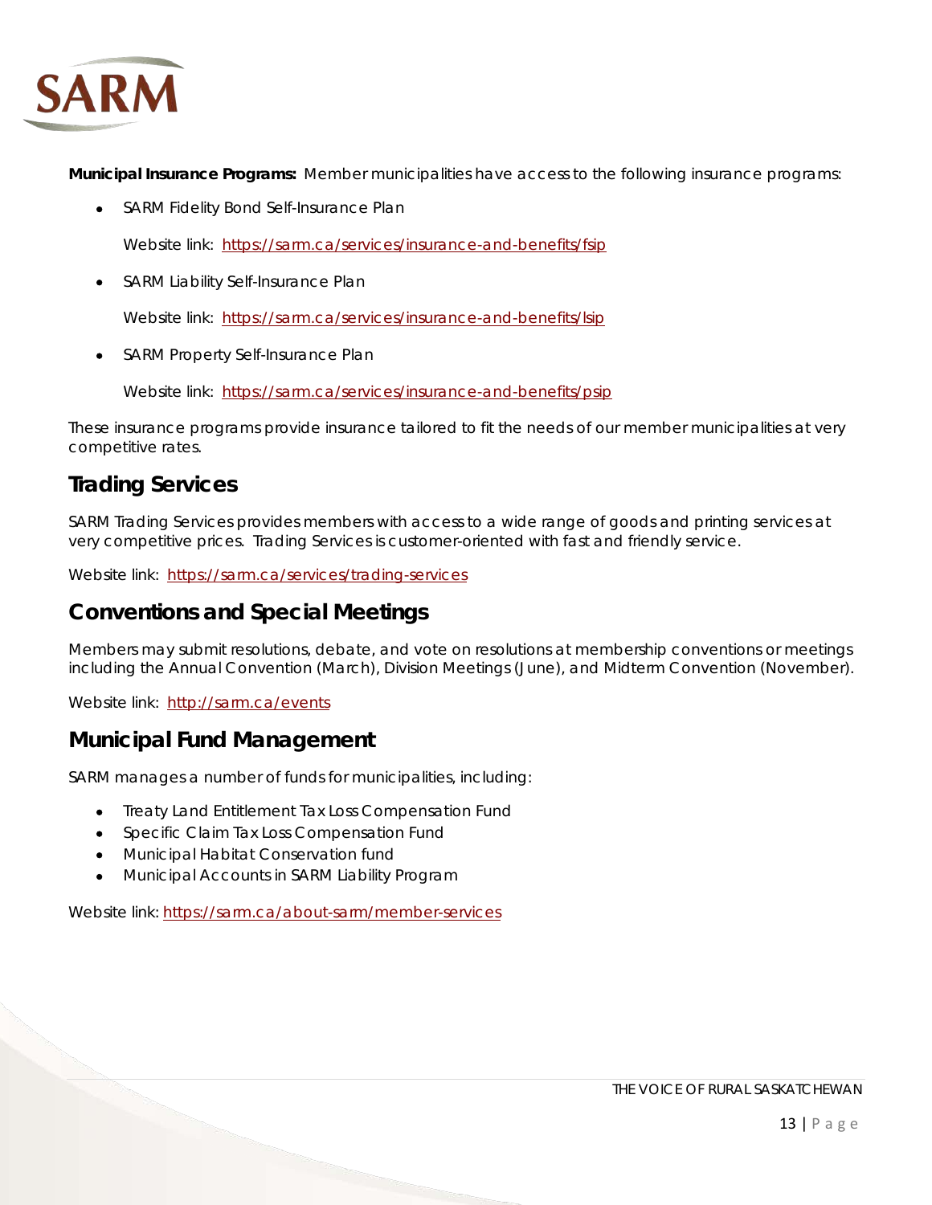**Municipal Insurance Programs:** Member municipalities have access to the following insurance programs:

- SARM Fidelity Bond Self-Insurance Plan

  Website link: [https://sarm.ca/services/insurance-and-benefits/fsip](https://sarm.ca/services/insurance-and-benefits/fsip)

- SARM Liability Self-Insurance Plan

  Website link: [https://sarm.ca/services/insurance-and-benefits/lsip](https://sarm.ca/services/insurance-and-benefits/lsip)

- SARM Property Self-Insurance Plan

  Website link: [https://sarm.ca/services/insurance-and-benefits/psip](https://sarm.ca/services/insurance-and-benefits/psip)

These insurance programs provide insurance tailored to fit the needs of our member municipalities at very competitive rates.

## Trading Services

SARM Trading Services provides members with access to a wide range of goods and printing services at very competitive prices. Trading Services is customer-oriented with fast and friendly service.

Website link: [https://sarm.ca/services/trading-services](https://sarm.ca/services/trading-services)

## Conventions and Special Meetings

Members may submit resolutions, debate, and vote on resolutions at membership conventions or meetings including the Annual Convention (March), Division Meetings (June), and Midterm Convention (November).

Website link: [http://sarm.ca/events](http://sarm.ca/events)

## Municipal Fund Management

SARM manages a number of funds for municipalities, including:

- Treaty Land Entitlement Tax Loss Compensation Fund
- Specific Claim Tax Loss Compensation Fund
- Municipal Habitat Conservation fund
- Municipal Accounts in SARM Liability Program

Website link: [https://sarm.ca/about-sarm/member-services](https://sarm.ca/about-sarm/member-services)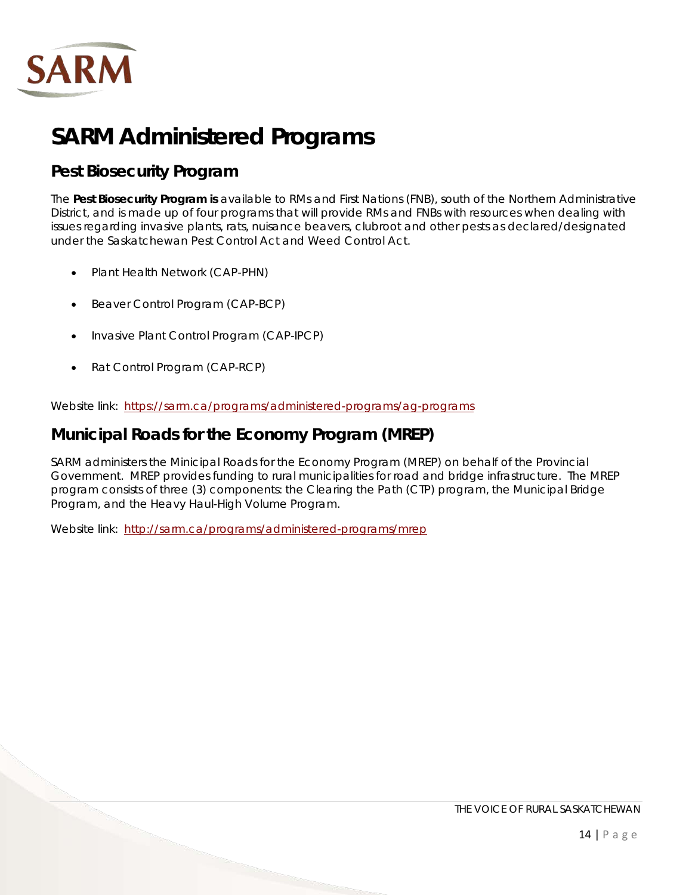# SARM Administered Programs

## Pest Biosecurity Program

The **Pest Biosecurity Program is** available to RMs and First Nations (FNB), south of the Northern Administrative District, and is made up of four programs that will provide RMs and FNBs with resources when dealing with issues regarding invasive plants, rats, nuisance beavers, clubroot and other pests as declared/designated under the Saskatchewan Pest Control Act and Weed Control Act.

- Plant Health Network (CAP-PHN)
- Beaver Control Program (CAP-BCP)
- Invasive Plant Control Program (CAP-IPCP)
- Rat Control Program (CAP-RCP)

Website link: https://sarm.ca/programs/administered-programs/ag-programs

## Municipal Roads for the Economy Program (MREP)

SARM administers the Minicipal Roads for the Economy Program (MREP) on behalf of the Provincial Government. MREP provides funding to rural municipalities for road and bridge infrastructure. The MREP program consists of three (3) components: the Clearing the Path (CTP) program, the Municipal Bridge Program, and the Heavy Haul-High Volume Program.

Website link: http://sarm.ca/programs/administered-programs/mrep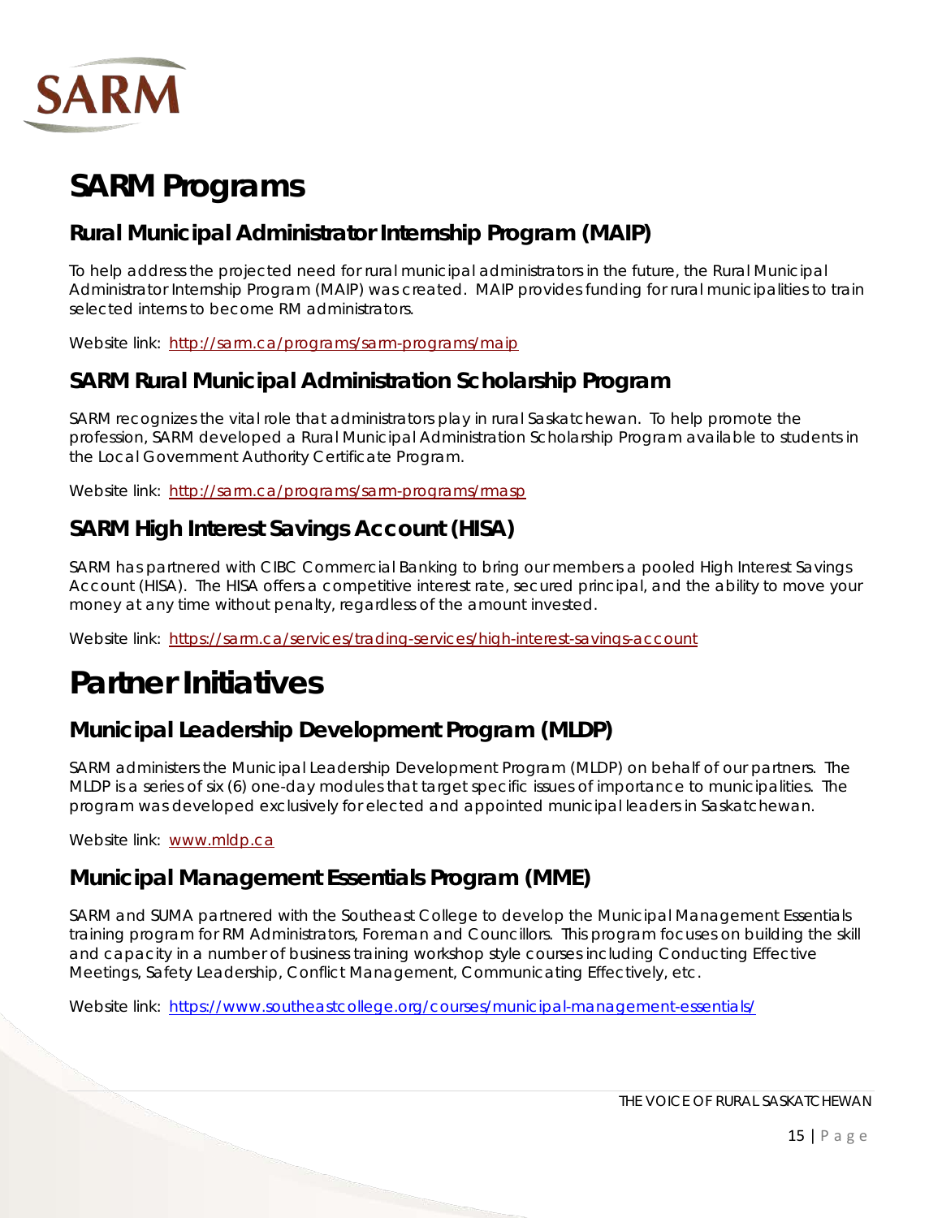# SARM Programs

## Rural Municipal Administrator Internship Program (MAIP)

To help address the projected need for rural municipal administrators in the future, the Rural Municipal Administrator Internship Program (MAIP) was created. MAIP provides funding for rural municipalities to train selected interns to become RM administrators.

Website link: http://sarm.ca/programs/sarm-programs/maip

## SARM Rural Municipal Administration Scholarship Program

SARM recognizes the vital role that administrators play in rural Saskatchewan. To help promote the profession, SARM developed a Rural Municipal Administration Scholarship Program available to students in the Local Government Authority Certificate Program.

Website link: http://sarm.ca/programs/sarm-programs/rmasp

## SARM High Interest Savings Account (HISA)

SARM has partnered with CIBC Commercial Banking to bring our members a pooled High Interest Savings Account (HISA). The HISA offers a competitive interest rate, secured principal, and the ability to move your money at any time without penalty, regardless of the amount invested.

Website link: https://sarm.ca/services/trading-services/high-interest-savings-account

# Partner Initiatives

## Municipal Leadership Development Program (MLDP)

SARM administers the Municipal Leadership Development Program (MLDP) on behalf of our partners. The MLDP is a series of six (6) one-day modules that target specific issues of importance to municipalities. The program was developed exclusively for elected and appointed municipal leaders in Saskatchewan.

Website link: www.mldp.ca

## Municipal Management Essentials Program (MME)

SARM and SUMA partnered with the Southeast College to develop the Municipal Management Essentials training program for RM Administrators, Foreman and Councillors. This program focuses on building the skill and capacity in a number of business training workshop style courses including Conducting Effective Meetings, Safety Leadership, Conflict Management, Communicating Effectively, etc.

Website link: https://www.southeastcollege.org/courses/municipal-management-essentials/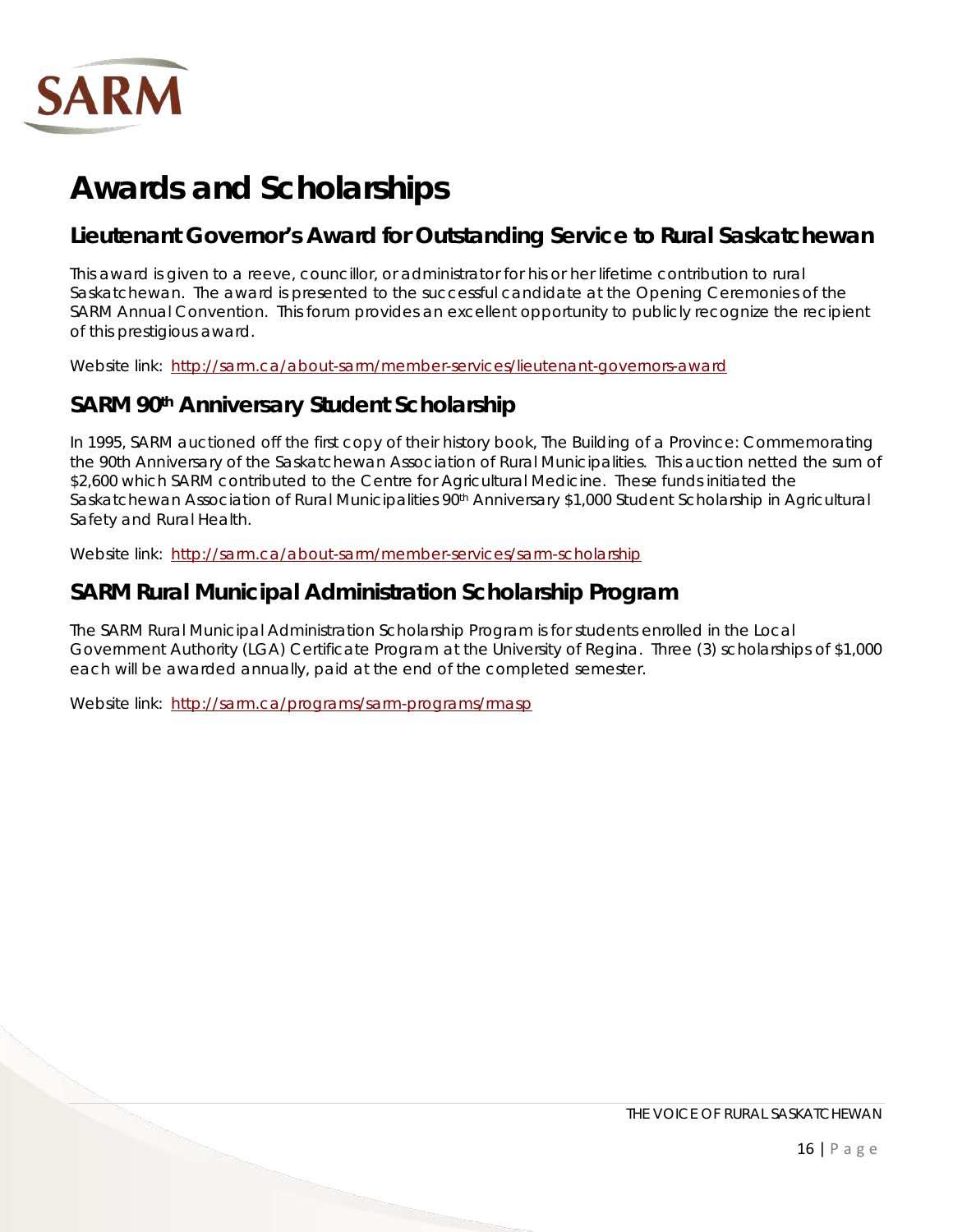# Awards and Scholarships

## Lieutenant Governor's Award for Outstanding Service to Rural Saskatchewan

This award is given to a reeve, councillor, or administrator for his or her lifetime contribution to rural Saskatchewan. The award is presented to the successful candidate at the Opening Ceremonies of the SARM Annual Convention. This forum provides an excellent opportunity to publicly recognize the recipient of this prestigious award.

Website link: http://sarm.ca/about-sarm/member-services/lieutenant-governors-award

## SARM 90th Anniversary Student Scholarship

In 1995, SARM auctioned off the first copy of their history book, The Building of a Province: Commemorating the 90th Anniversary of the Saskatchewan Association of Rural Municipalities. This auction netted the sum of $2,600 which SARM contributed to the Centre for Agricultural Medicine. These funds initiated the Saskatchewan Association of Rural Municipalities 90th Anniversary $1,000 Student Scholarship in Agricultural Safety and Rural Health.

Website link: http://sarm.ca/about-sarm/member-services/sarm-scholarship

## SARM Rural Municipal Administration Scholarship Program

The SARM Rural Municipal Administration Scholarship Program is for students enrolled in the Local Government Authority (LGA) Certificate Program at the University of Regina. Three (3) scholarships of $1,000 each will be awarded annually, paid at the end of the completed semester.

Website link: http://sarm.ca/programs/sarm-programs/rmasp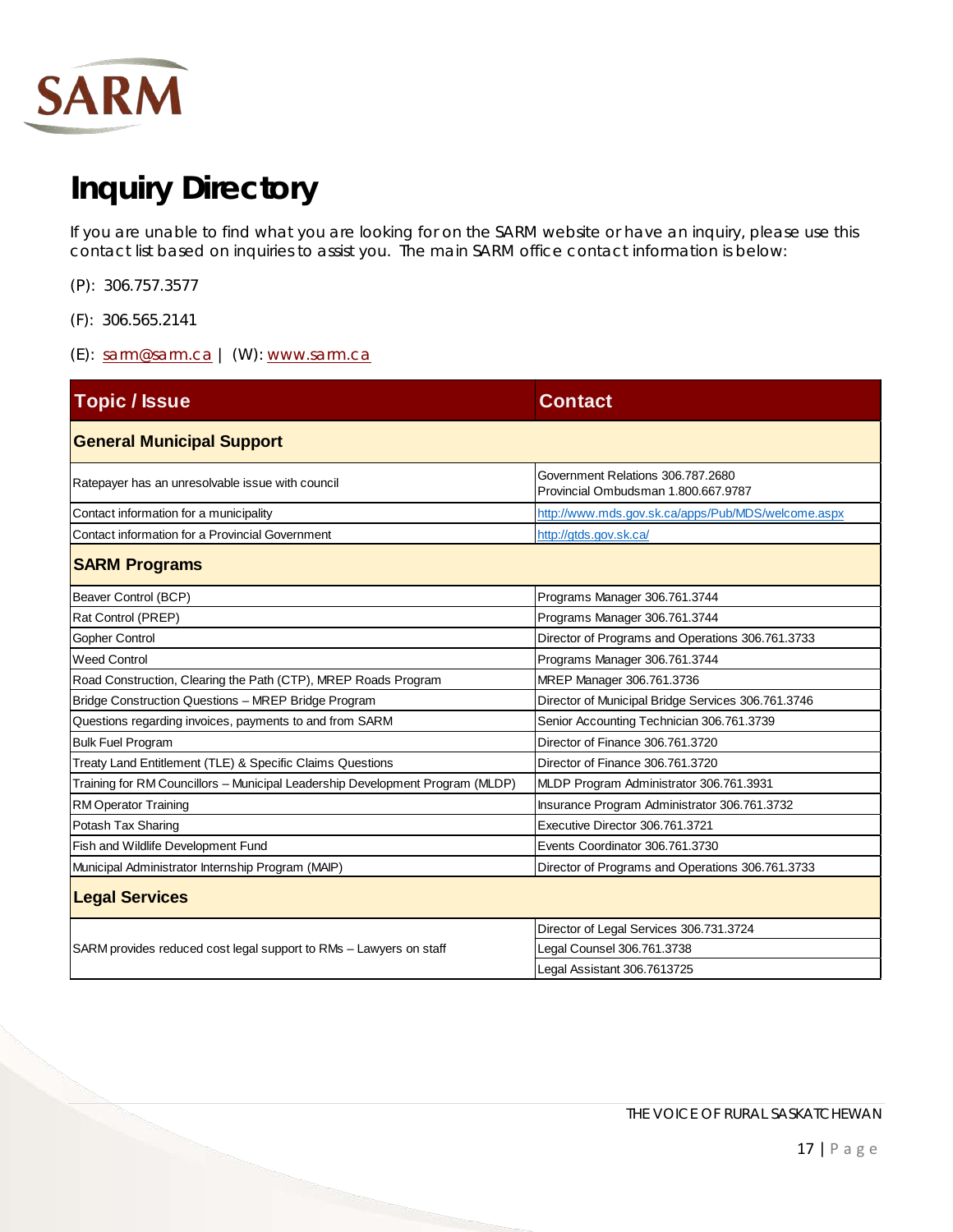# Inquiry Directory

If you are unable to find what you are looking for on the SARM website or have an inquiry, please use this contact list based on inquiries to assist you. The main SARM office contact information is below:

(P): 306.757.3577

(F): 306.565.2141

(E): sarm@sarm.ca | (W): www.sarm.ca

| Topic / Issue | Contact |
|---|---|
| **General Municipal Support** | |
| Ratepayer has an unresolvable issue with council | Government Relations 306.787.2680<br>Provincial Ombudsman 1.800.667.9787 |
| Contact information for a municipality | http://www.mds.gov.sk.ca/apps/Pub/MDS/welcome.aspx |
| Contact information for a Provincial Government | http://gtds.gov.sk.ca/ |
| **SARM Programs** | |
| Beaver Control (BCP) | Programs Manager 306.761.3744 |
| Rat Control (PREP) | Programs Manager 306.761.3744 |
| Gopher Control | Director of Programs and Operations 306.761.3733 |
| Weed Control | Programs Manager 306.761.3744 |
| Road Construction, Clearing the Path (CTP), MREP Roads Program | MREP Manager 306.761.3736 |
| Bridge Construction Questions – MREP Bridge Program | Director of Municipal Bridge Services 306.761.3746 |
| Questions regarding invoices, payments to and from SARM | Senior Accounting Technician 306.761.3739 |
| Bulk Fuel Program | Director of Finance 306.761.3720 |
| Treaty Land Entitlement (TLE) & Specific Claims Questions | Director of Finance 306.761.3720 |
| Training for RM Councillors – Municipal Leadership Development Program (MLDP) | MLDP Program Administrator 306.761.3931 |
| RM Operator Training | Insurance Program Administrator 306.761.3732 |
| Potash Tax Sharing | Executive Director 306.761.3721 |
| Fish and Wildlife Development Fund | Events Coordinator 306.761.3730 |
| Municipal Administrator Internship Program (MAIP) | Director of Programs and Operations 306.761.3733 |
| **Legal Services** | |
| SARM provides reduced cost legal support to RMs – Lawyers on staff | Director of Legal Services 306.731.3724<br>Legal Counsel 306.761.3738<br>Legal Assistant 306.7613725 |

THE VOICE OF RURAL SASKATCHEWAN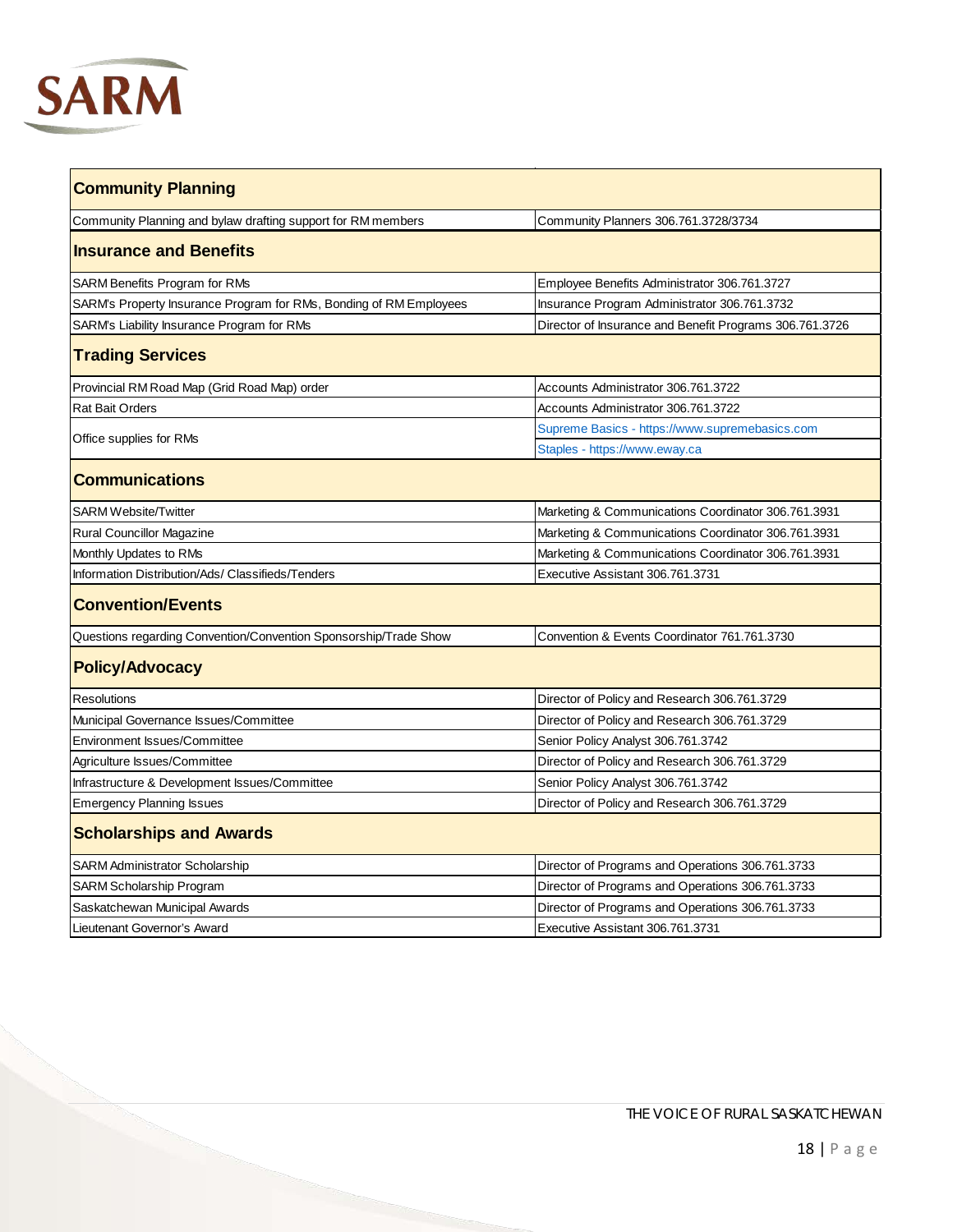| Community Planning | |
|---|---|
| Community Planning and bylaw drafting support for RM members | Community Planners 306.761.3728/3734 |
| **Insurance and Benefits** | |
| SARM Benefits Program for RMs | Employee Benefits Administrator 306.761.3727 |
| SARM's Property Insurance Program for RMs, Bonding of RM Employees | Insurance Program Administrator 306.761.3732 |
| SARM's Liability Insurance Program for RMs | Director of Insurance and Benefit Programs 306.761.3726 |
| **Trading Services** | |
| Provincial RM Road Map (Grid Road Map) order | Accounts Administrator 306.761.3722 |
| Rat Bait Orders | Accounts Administrator 306.761.3722 |
| Office supplies for RMs | Supreme Basics - https://www.supremebasics.com |
| | Staples - https://www.eway.ca |
| **Communications** | |
| SARM Website/Twitter | Marketing & Communications Coordinator 306.761.3931 |
| Rural Councillor Magazine | Marketing & Communications Coordinator 306.761.3931 |
| Monthly Updates to RMs | Marketing & Communications Coordinator 306.761.3931 |
| Information Distribution/Ads/ Classifieds/Tenders | Executive Assistant 306.761.3731 |
| **Convention/Events** | |
| Questions regarding Convention/Convention Sponsorship/Trade Show | Convention & Events Coordinator 761.761.3730 |
| **Policy/Advocacy** | |
| Resolutions | Director of Policy and Research 306.761.3729 |
| Municipal Governance Issues/Committee | Director of Policy and Research 306.761.3729 |
| Environment Issues/Committee | Senior Policy Analyst 306.761.3742 |
| Agriculture Issues/Committee | Director of Policy and Research 306.761.3729 |
| Infrastructure & Development Issues/Committee | Senior Policy Analyst 306.761.3742 |
| Emergency Planning Issues | Director of Policy and Research 306.761.3729 |
| **Scholarships and Awards** | |
| SARM Administrator Scholarship | Director of Programs and Operations 306.761.3733 |
| SARM Scholarship Program | Director of Programs and Operations 306.761.3733 |
| Saskatchewan Municipal Awards | Director of Programs and Operations 306.761.3733 |
| Lieutenant Governor's Award | Executive Assistant 306.761.3731 |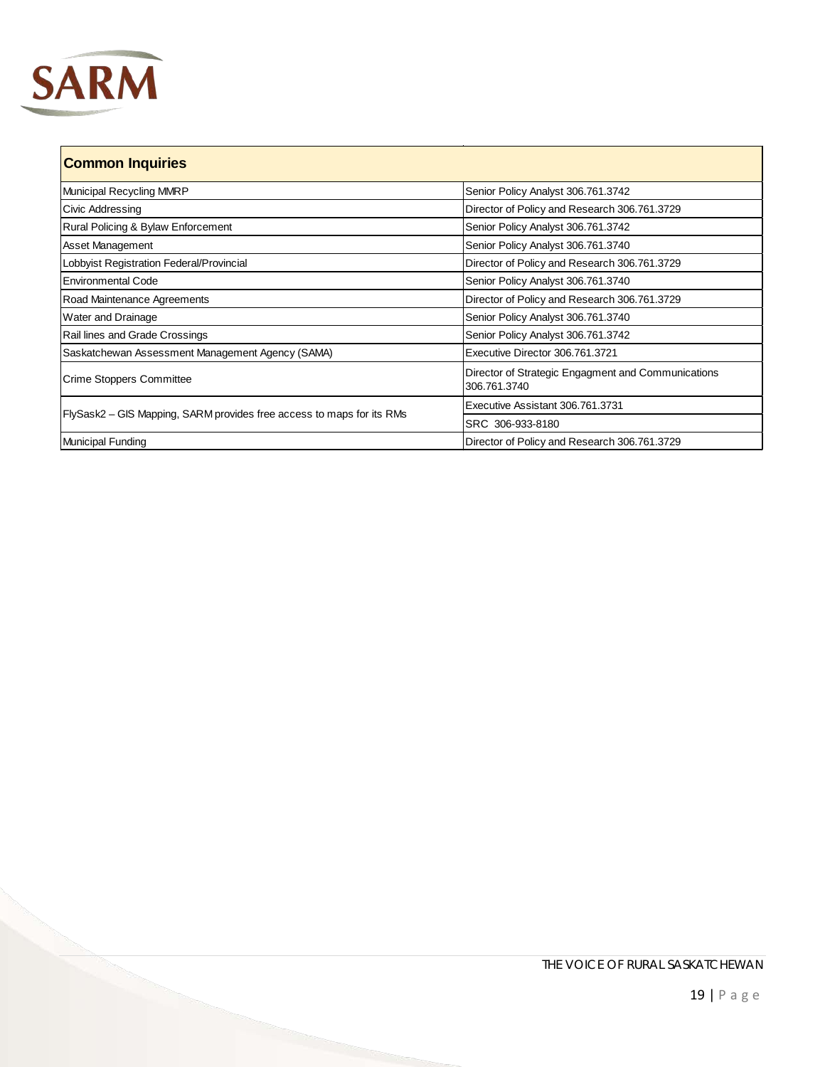| Common Inquiries | |
|---|---|
| Municipal Recycling MMRP | Senior Policy Analyst 306.761.3742 |
| Civic Addressing | Director of Policy and Research 306.761.3729 |
| Rural Policing & Bylaw Enforcement | Senior Policy Analyst 306.761.3742 |
| Asset Management | Senior Policy Analyst 306.761.3740 |
| Lobbyist Registration Federal/Provincial | Director of Policy and Research 306.761.3729 |
| Environmental Code | Senior Policy Analyst 306.761.3740 |
| Road Maintenance Agreements | Director of Policy and Research 306.761.3729 |
| Water and Drainage | Senior Policy Analyst 306.761.3740 |
| Rail lines and Grade Crossings | Senior Policy Analyst 306.761.3742 |
| Saskatchewan Assessment Management Agency (SAMA) | Executive Director 306.761.3721 |
| Crime Stoppers Committee | Director of Strategic Engagment and Communications 306.761.3740 |
| FlySask2 – GIS Mapping, SARM provides free access to maps for its RMs | Executive Assistant 306.761.3731 |
| | SRC 306-933-8180 |
| Municipal Funding | Director of Policy and Research 306.761.3729 |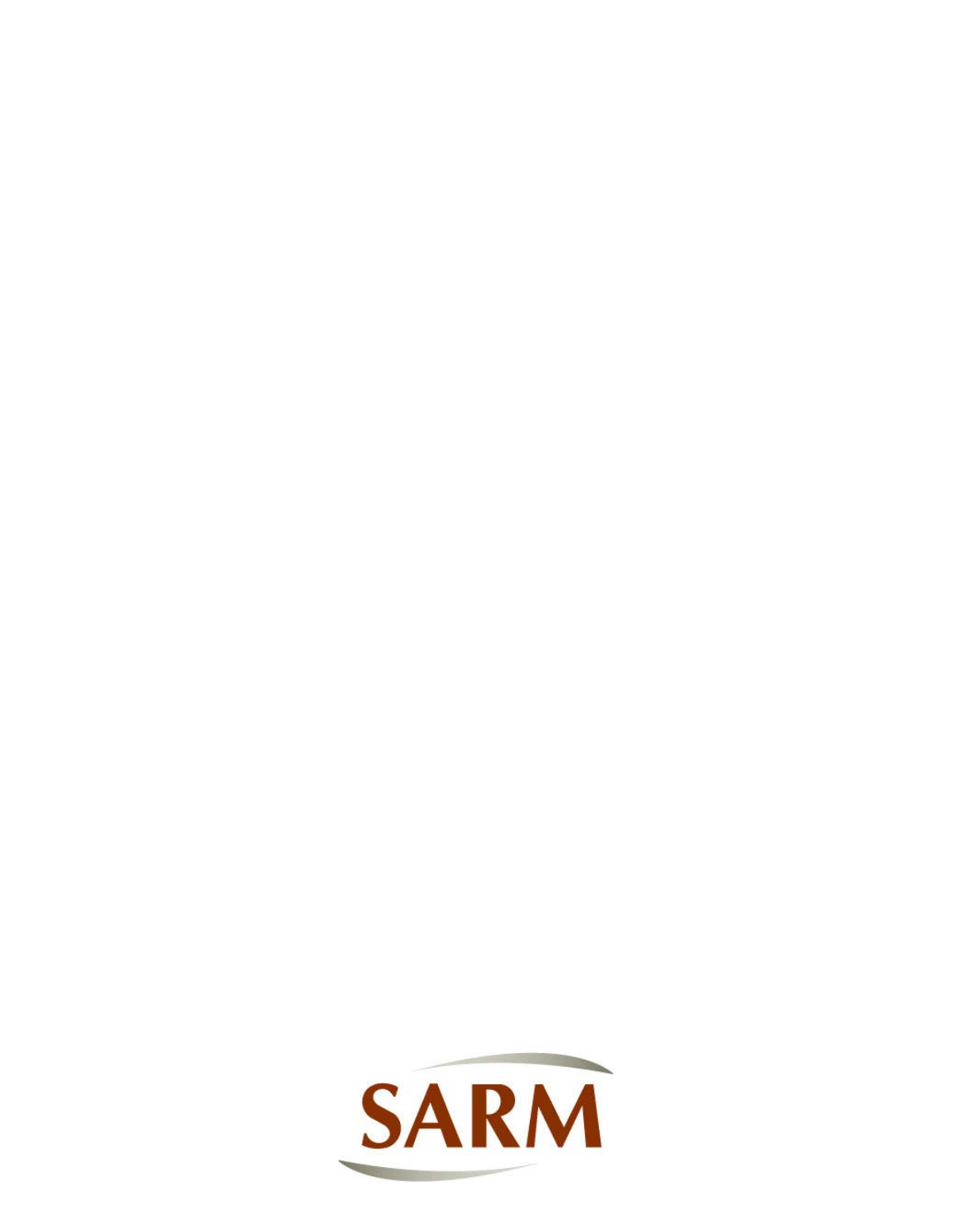SARM